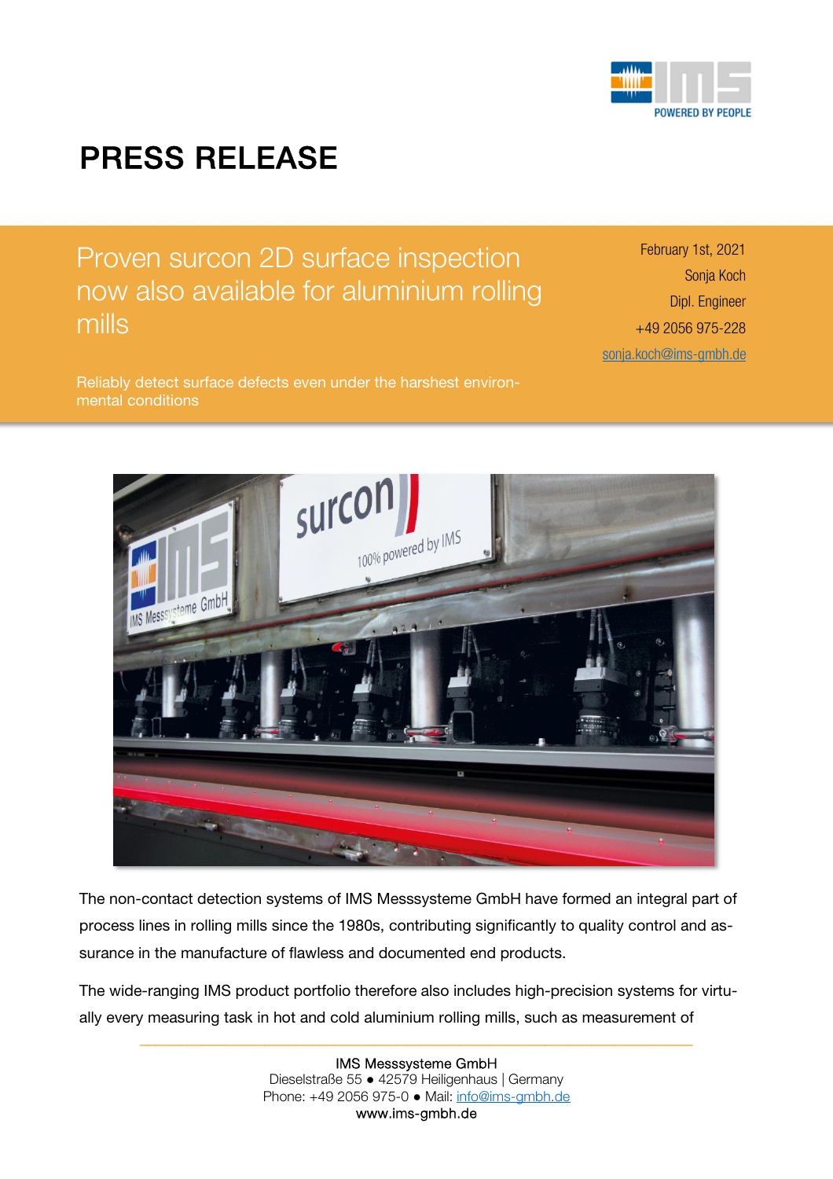# PRESS RELEASE

## Proven surcon 2D surface inspection now also available for aluminium rolling mills

February 1st, 2021
Sonja Koch
Dipl. Engineer
+49 2056 975-228
sonja.koch@ims-gmbh.de

Reliably detect surface defects even under the harshest environmental conditions

The non-contact detection systems of IMS Messsysteme GmbH have formed an integral part of process lines in rolling mills since the 1980s, contributing significantly to quality control and assurance in the manufacture of flawless and documented end products.

The wide-ranging IMS product portfolio therefore also includes high-precision systems for virtually every measuring task in hot and cold aluminium rolling mills, such as measurement of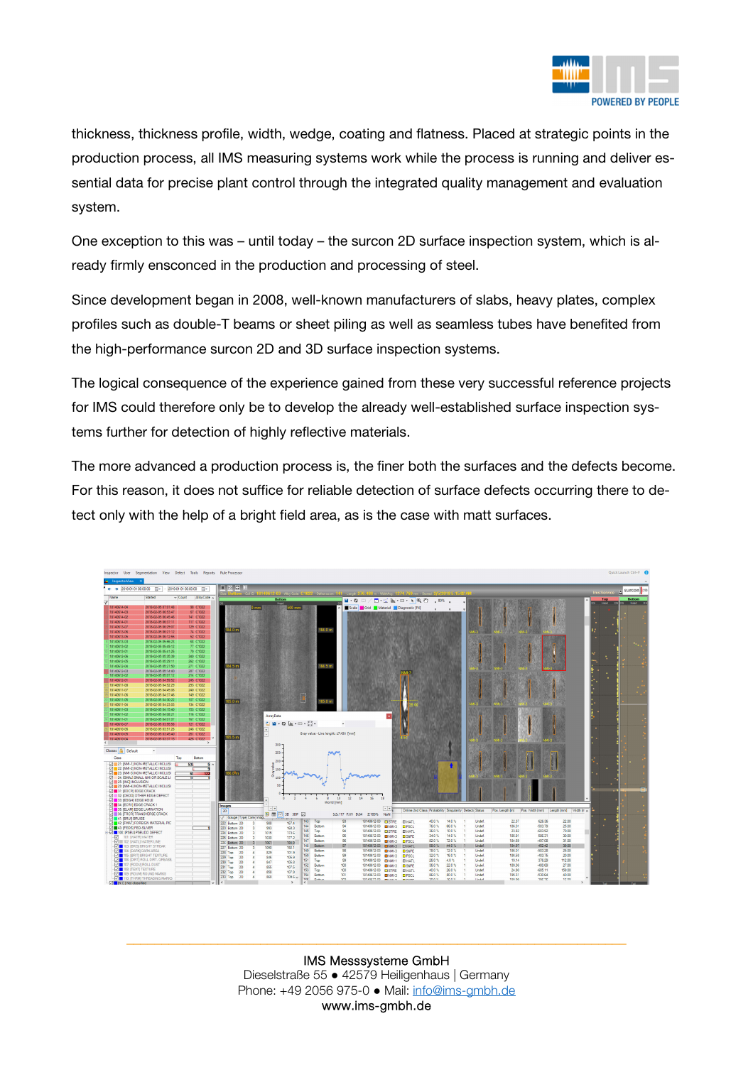thickness, thickness profile, width, wedge, coating and flatness. Placed at strategic points in the production process, all IMS measuring systems work while the process is running and deliver essential data for precise plant control through the integrated quality management and evaluation system.

One exception to this was – until today – the surcon 2D surface inspection system, which is already firmly ensconced in the production and processing of steel.

Since development began in 2008, well-known manufacturers of slabs, heavy plates, complex profiles such as double-T beams or sheet piling as well as seamless tubes have benefited from the high-performance surcon 2D and 3D surface inspection systems.

The logical consequence of the experience gained from these very successful reference projects for IMS could therefore only be to develop the already well-established surface inspection systems further for detection of highly reflective materials.

The more advanced a production process is, the finer both the surfaces and the defects become. For this reason, it does not suffice for reliable detection of surface defects occurring there to detect only with the help of a bright field area, as is the case with matt surfaces.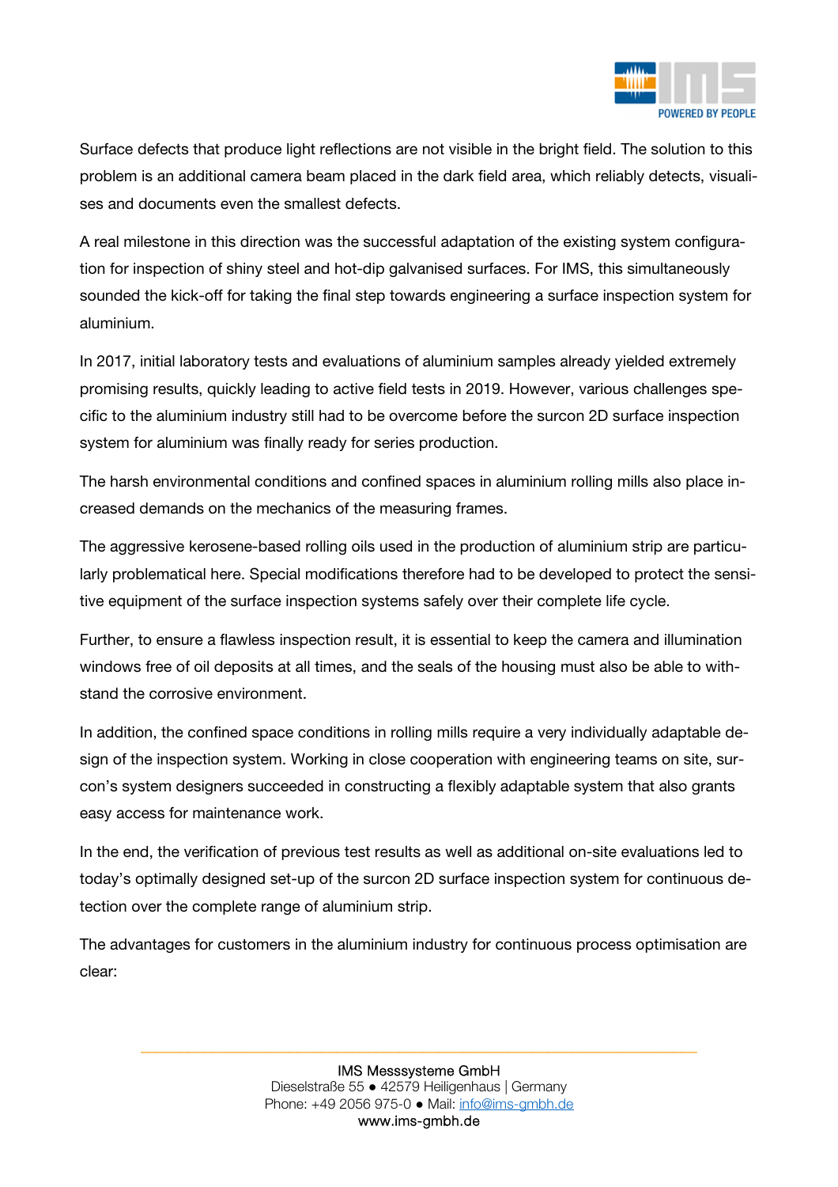Surface defects that produce light reflections are not visible in the bright field. The solution to this problem is an additional camera beam placed in the dark field area, which reliably detects, visualises and documents even the smallest defects.

A real milestone in this direction was the successful adaptation of the existing system configuration for inspection of shiny steel and hot-dip galvanised surfaces. For IMS, this simultaneously sounded the kick-off for taking the final step towards engineering a surface inspection system for aluminium.

In 2017, initial laboratory tests and evaluations of aluminium samples already yielded extremely promising results, quickly leading to active field tests in 2019. However, various challenges specific to the aluminium industry still had to be overcome before the surcon 2D surface inspection system for aluminium was finally ready for series production.

The harsh environmental conditions and confined spaces in aluminium rolling mills also place increased demands on the mechanics of the measuring frames.

The aggressive kerosene-based rolling oils used in the production of aluminium strip are particularly problematical here. Special modifications therefore had to be developed to protect the sensitive equipment of the surface inspection systems safely over their complete life cycle.

Further, to ensure a flawless inspection result, it is essential to keep the camera and illumination windows free of oil deposits at all times, and the seals of the housing must also be able to withstand the corrosive environment.

In addition, the confined space conditions in rolling mills require a very individually adaptable design of the inspection system. Working in close cooperation with engineering teams on site, surcon's system designers succeeded in constructing a flexibly adaptable system that also grants easy access for maintenance work.

In the end, the verification of previous test results as well as additional on-site evaluations led to today's optimally designed set-up of the surcon 2D surface inspection system for continuous detection over the complete range of aluminium strip.

The advantages for customers in the aluminium industry for continuous process optimisation are clear: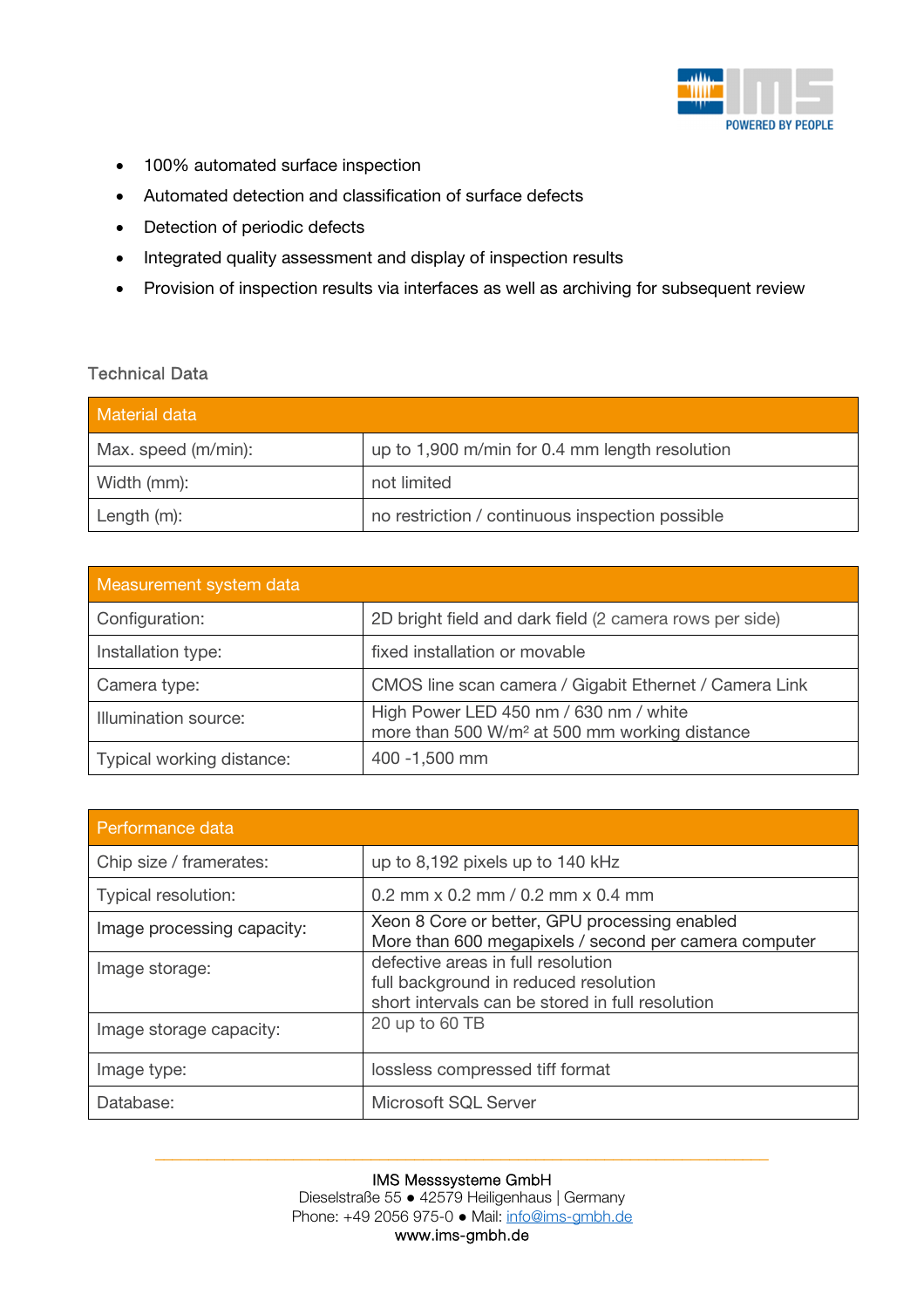- 100% automated surface inspection
- Automated detection and classification of surface defects
- Detection of periodic defects
- Integrated quality assessment and display of inspection results
- Provision of inspection results via interfaces as well as archiving for subsequent review

## Technical Data

| Material data | |
|---|---|
| Max. speed (m/min): | up to 1,900 m/min for 0.4 mm length resolution |
| Width (mm): | not limited |
| Length (m): | no restriction / continuous inspection possible |

| Measurement system data | |
|---|---|
| Configuration: | 2D bright field and dark field (2 camera rows per side) |
| Installation type: | fixed installation or movable |
| Camera type: | CMOS line scan camera / Gigabit Ethernet / Camera Link |
| Illumination source: | High Power LED 450 nm / 630 nm / white<br>more than 500 W/m² at 500 mm working distance |
| Typical working distance: | 400 -1,500 mm |

| Performance data | |
|---|---|
| Chip size / framerates: | up to 8,192 pixels up to 140 kHz |
| Typical resolution: | 0.2 mm x 0.2 mm / 0.2 mm x 0.4 mm |
| Image processing capacity: | Xeon 8 Core or better, GPU processing enabled<br>More than 600 megapixels / second per camera computer |
| Image storage: | defective areas in full resolution<br>full background in reduced resolution<br>short intervals can be stored in full resolution |
| Image storage capacity: | 20 up to 60 TB |
| Image type: | lossless compressed tiff format |
| Database: | Microsoft SQL Server |

IMS Messsysteme GmbH
Dieselstraße 55 ● 42579 Heiligenhaus | Germany
Phone: +49 2056 975-0 ● Mail: info@ims-gmbh.de
www.ims-gmbh.de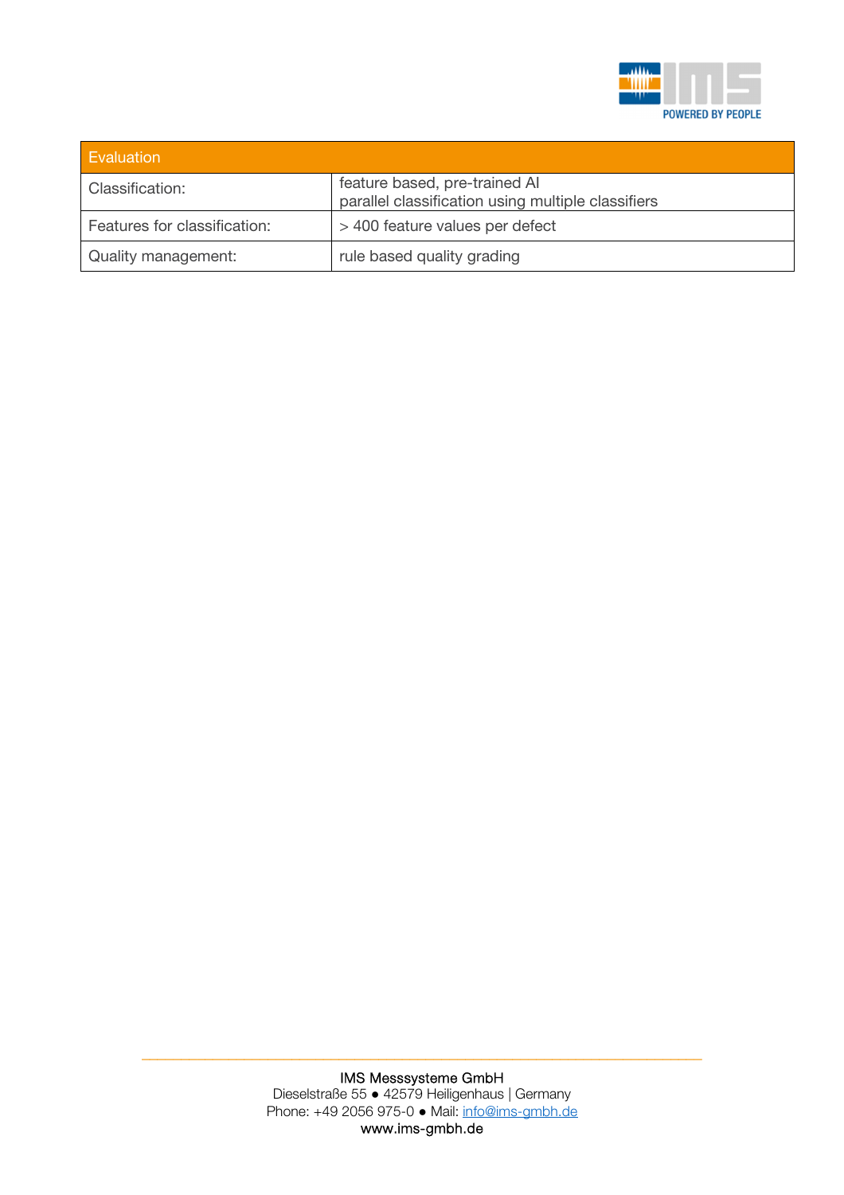| Evaluation | |
|---|---|
| Classification: | feature based, pre-trained AI<br>parallel classification using multiple classifiers |
| Features for classification: | > 400 feature values per defect |
| Quality management: | rule based quality grading |